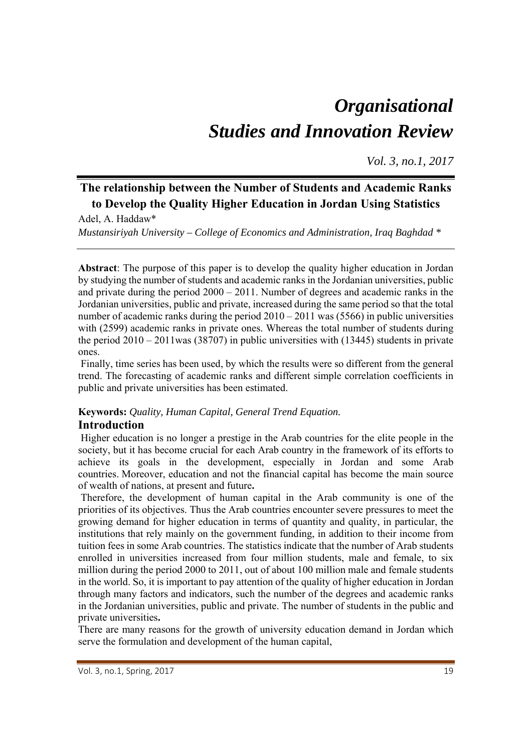# *Organisational Studies and Innovation Review*

*Vol. 3, no.1, 2017*

## The relationship between the Number of Students and Academic Ranks to Develop the Quality Higher Education in Jordan Using Statistics

Adel, A. Haddaw*

*Mustansiriyah University – College of Economics and Administration, Iraq Baghdad **

**Abstract**: The purpose of this paper is to develop the quality higher education in Jordan by studying the number of students and academic ranks in the Jordanian universities, public and private during the period 2000 – 2011. Number of degrees and academic ranks in the Jordanian universities, public and private, increased during the same period so that the total number of academic ranks during the period 2010 – 2011 was (5566) in public universities with (2599) academic ranks in private ones. Whereas the total number of students during the period 2010 – 2011was (38707) in public universities with (13445) students in private ones.

Finally, time series has been used, by which the results were so different from the general trend. The forecasting of academic ranks and different simple correlation coefficients in public and private universities has been estimated.

**Keywords:** *Quality, Human Capital, General Trend Equation.*

## Introduction

Higher education is no longer a prestige in the Arab countries for the elite people in the society, but it has become crucial for each Arab country in the framework of its efforts to achieve its goals in the development, especially in Jordan and some Arab countries. Moreover, education and not the financial capital has become the main source of wealth of nations, at present and future**.**

Therefore, the development of human capital in the Arab community is one of the priorities of its objectives. Thus the Arab countries encounter severe pressures to meet the growing demand for higher education in terms of quantity and quality, in particular, the institutions that rely mainly on the government funding, in addition to their income from tuition fees in some Arab countries. The statistics indicate that the number of Arab students enrolled in universities increased from four million students, male and female, to six million during the period 2000 to 2011, out of about 100 million male and female students in the world. So, it is important to pay attention of the quality of higher education in Jordan through many factors and indicators, such the number of the degrees and academic ranks in the Jordanian universities, public and private. The number of students in the public and private universities**.**

There are many reasons for the growth of university education demand in Jordan which serve the formulation and development of the human capital,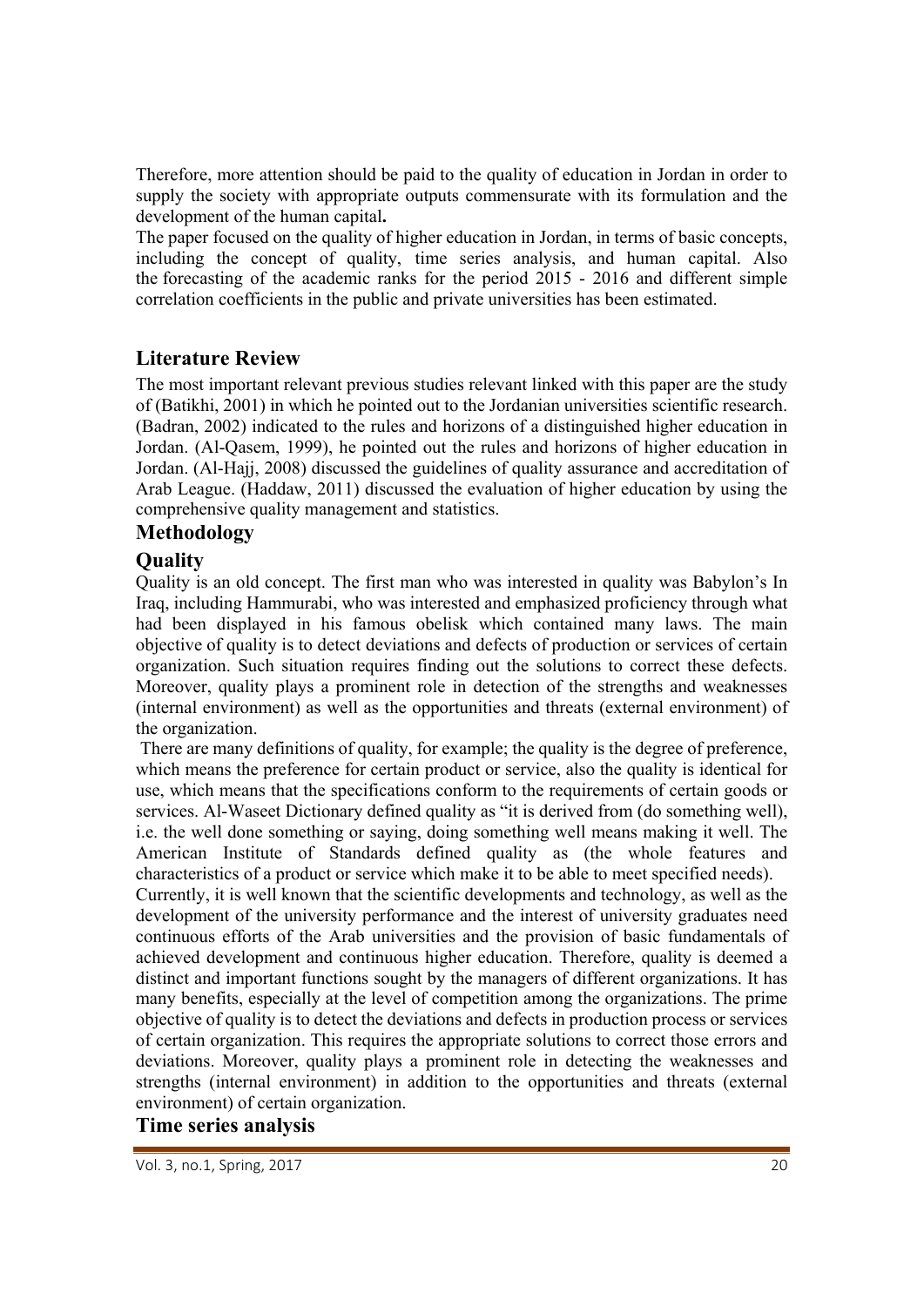Therefore, more attention should be paid to the quality of education in Jordan in order to supply the society with appropriate outputs commensurate with its formulation and the development of the human capital**.**

The paper focused on the quality of higher education in Jordan, in terms of basic concepts, including the concept of quality, time series analysis, and human capital. Also the forecasting of the academic ranks for the period 2015 - 2016 and different simple correlation coefficients in the public and private universities has been estimated.

## Literature Review

The most important relevant previous studies relevant linked with this paper are the study of (Batikhi, 2001) in which he pointed out to the Jordanian universities scientific research. (Badran, 2002) indicated to the rules and horizons of a distinguished higher education in Jordan. (Al-Qasem, 1999), he pointed out the rules and horizons of higher education in Jordan. (Al-Hajj, 2008) discussed the guidelines of quality assurance and accreditation of Arab League. (Haddaw, 2011) discussed the evaluation of higher education by using the comprehensive quality management and statistics.

## Methodology

### Quality

Quality is an old concept. The first man who was interested in quality was Babylon's In Iraq, including Hammurabi, who was interested and emphasized proficiency through what had been displayed in his famous obelisk which contained many laws. The main objective of quality is to detect deviations and defects of production or services of certain organization. Such situation requires finding out the solutions to correct these defects. Moreover, quality plays a prominent role in detection of the strengths and weaknesses (internal environment) as well as the opportunities and threats (external environment) of the organization.

There are many definitions of quality, for example; the quality is the degree of preference, which means the preference for certain product or service, also the quality is identical for use, which means that the specifications conform to the requirements of certain goods or services. Al-Waseet Dictionary defined quality as "it is derived from (do something well), i.e. the well done something or saying, doing something well means making it well. The American Institute of Standards defined quality as (the whole features and characteristics of a product or service which make it to be able to meet specified needs).

Currently, it is well known that the scientific developments and technology, as well as the development of the university performance and the interest of university graduates need continuous efforts of the Arab universities and the provision of basic fundamentals of achieved development and continuous higher education. Therefore, quality is deemed a distinct and important functions sought by the managers of different organizations. It has many benefits, especially at the level of competition among the organizations. The prime objective of quality is to detect the deviations and defects in production process or services of certain organization. This requires the appropriate solutions to correct those errors and deviations. Moreover, quality plays a prominent role in detecting the weaknesses and strengths (internal environment) in addition to the opportunities and threats (external environment) of certain organization.

### Time series analysis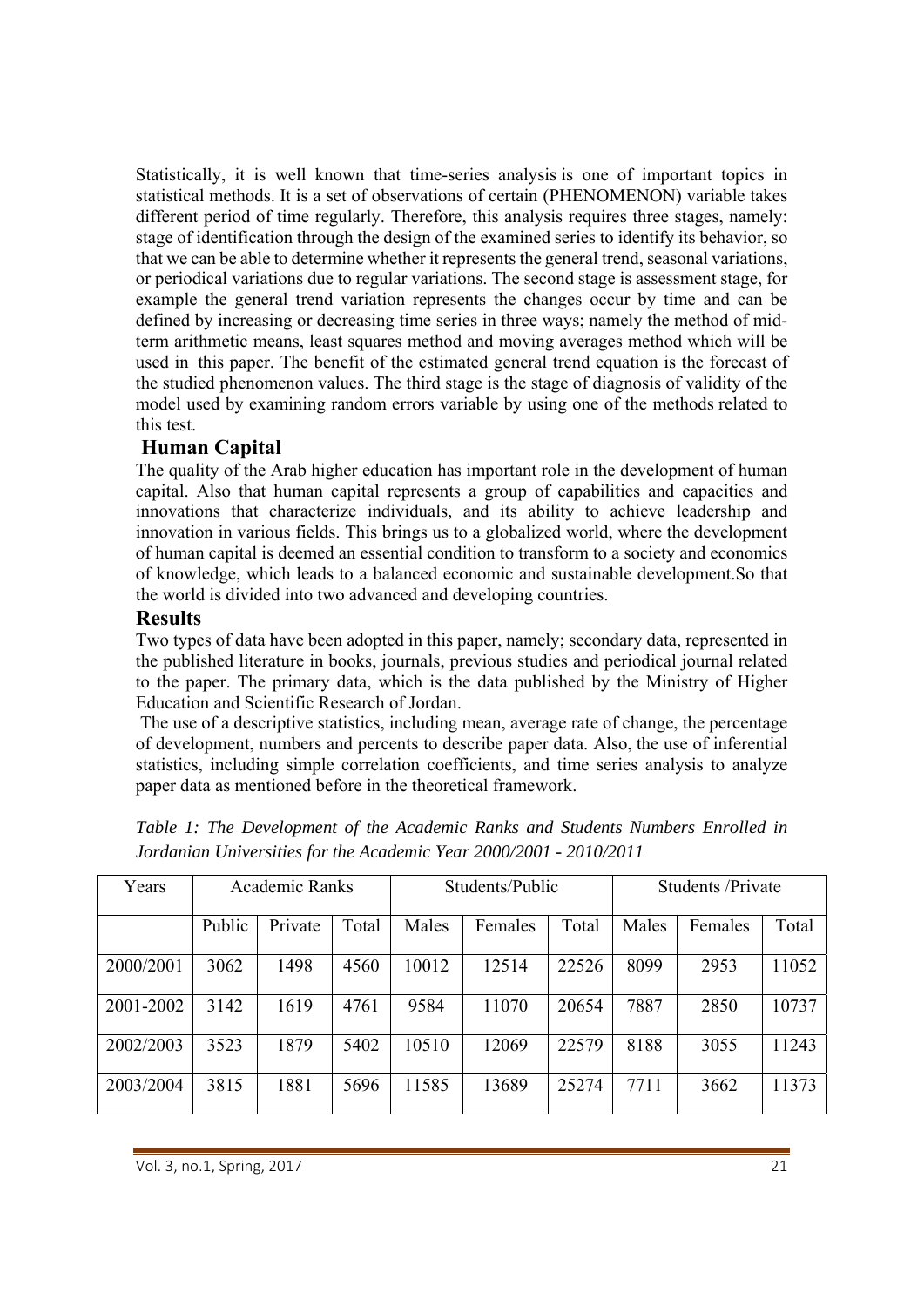Statistically, it is well known that time-series analysis is one of important topics in statistical methods. It is a set of observations of certain (PHENOMENON) variable takes different period of time regularly. Therefore, this analysis requires three stages, namely: stage of identification through the design of the examined series to identify its behavior, so that we can be able to determine whether it represents the general trend, seasonal variations, or periodical variations due to regular variations. The second stage is assessment stage, for example the general trend variation represents the changes occur by time and can be defined by increasing or decreasing time series in three ways; namely the method of mid-term arithmetic means, least squares method and moving averages method which will be used in this paper. The benefit of the estimated general trend equation is the forecast of the studied phenomenon values. The third stage is the stage of diagnosis of validity of the model used by examining random errors variable by using one of the methods related to this test.

## Human Capital

The quality of the Arab higher education has important role in the development of human capital. Also that human capital represents a group of capabilities and capacities and innovations that characterize individuals, and its ability to achieve leadership and innovation in various fields. This brings us to a globalized world, where the development of human capital is deemed an essential condition to transform to a society and economics of knowledge, which leads to a balanced economic and sustainable development.So that the world is divided into two advanced and developing countries.

## Results

Two types of data have been adopted in this paper, namely; secondary data, represented in the published literature in books, journals, previous studies and periodical journal related to the paper. The primary data, which is the data published by the Ministry of Higher Education and Scientific Research of Jordan.

The use of a descriptive statistics, including mean, average rate of change, the percentage of development, numbers and percents to describe paper data. Also, the use of inferential statistics, including simple correlation coefficients, and time series analysis to analyze paper data as mentioned before in the theoretical framework.

*Table 1: The Development of the Academic Ranks and Students Numbers Enrolled in Jordanian Universities for the Academic Year 2000/2001 - 2010/2011*

| Years | Academic Ranks | | | Students/Public | | | Students /Private | | |
|---|---|---|---|---|---|---|---|---|---|
| | Public | Private | Total | Males | Females | Total | Males | Females | Total |
| 2000/2001 | 3062 | 1498 | 4560 | 10012 | 12514 | 22526 | 8099 | 2953 | 11052 |
| 2001-2002 | 3142 | 1619 | 4761 | 9584 | 11070 | 20654 | 7887 | 2850 | 10737 |
| 2002/2003 | 3523 | 1879 | 5402 | 10510 | 12069 | 22579 | 8188 | 3055 | 11243 |
| 2003/2004 | 3815 | 1881 | 5696 | 11585 | 13689 | 25274 | 7711 | 3662 | 11373 |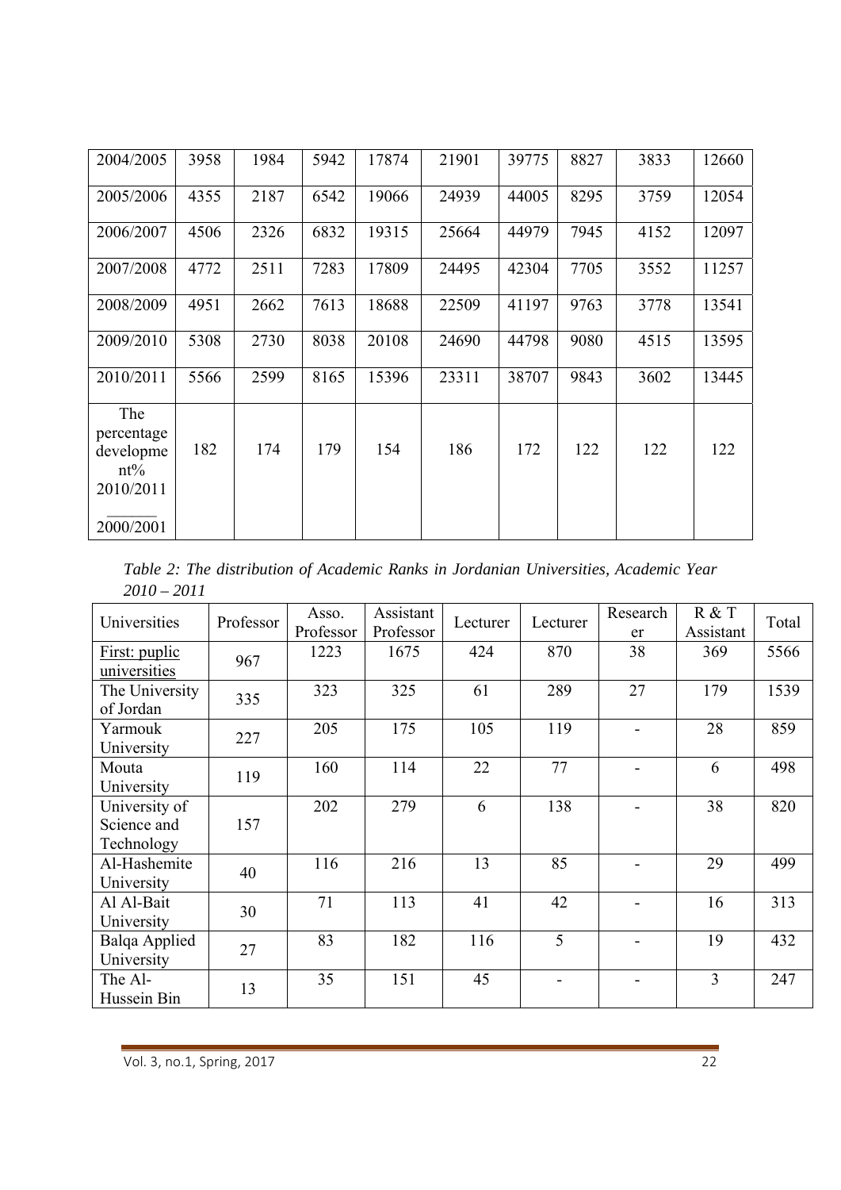| 2004/2005 | 3958 | 1984 | 5942 | 17874 | 21901 | 39775 | 8827 | 3833 | 12660 |
|---|---|---|---|---|---|---|---|---|---|
| 2005/2006 | 4355 | 2187 | 6542 | 19066 | 24939 | 44005 | 8295 | 3759 | 12054 |
| 2006/2007 | 4506 | 2326 | 6832 | 19315 | 25664 | 44979 | 7945 | 4152 | 12097 |
| 2007/2008 | 4772 | 2511 | 7283 | 17809 | 24495 | 42304 | 7705 | 3552 | 11257 |
| 2008/2009 | 4951 | 2662 | 7613 | 18688 | 22509 | 41197 | 9763 | 3778 | 13541 |
| 2009/2010 | 5308 | 2730 | 8038 | 20108 | 24690 | 44798 | 9080 | 4515 | 13595 |
| 2010/2011 | 5566 | 2599 | 8165 | 15396 | 23311 | 38707 | 9843 | 3602 | 13445 |
| The percentage development% 2010/2011 ______ 2000/2001 | 182 | 174 | 179 | 154 | 186 | 172 | 122 | 122 | 122 |

*Table 2: The distribution of Academic Ranks in Jordanian Universities, Academic Year 2010 – 2011*

| Universities | Professor | Asso. Professor | Assistant Professor | Lecturer | Lecturer | Researcher | R & T Assistant | Total |
|---|---|---|---|---|---|---|---|---|
| First: puplic universities | 967 | 1223 | 1675 | 424 | 870 | 38 | 369 | 5566 |
| The University of Jordan | 335 | 323 | 325 | 61 | 289 | 27 | 179 | 1539 |
| Yarmouk University | 227 | 205 | 175 | 105 | 119 | - | 28 | 859 |
| Mouta University | 119 | 160 | 114 | 22 | 77 | - | 6 | 498 |
| University of Science and Technology | 157 | 202 | 279 | 6 | 138 | - | 38 | 820 |
| Al-Hashemite University | 40 | 116 | 216 | 13 | 85 | - | 29 | 499 |
| Al Al-Bait University | 30 | 71 | 113 | 41 | 42 | - | 16 | 313 |
| Balqa Applied University | 27 | 83 | 182 | 116 | 5 | - | 19 | 432 |
| The Al-Hussein Bin | 13 | 35 | 151 | 45 | - | - | 3 | 247 |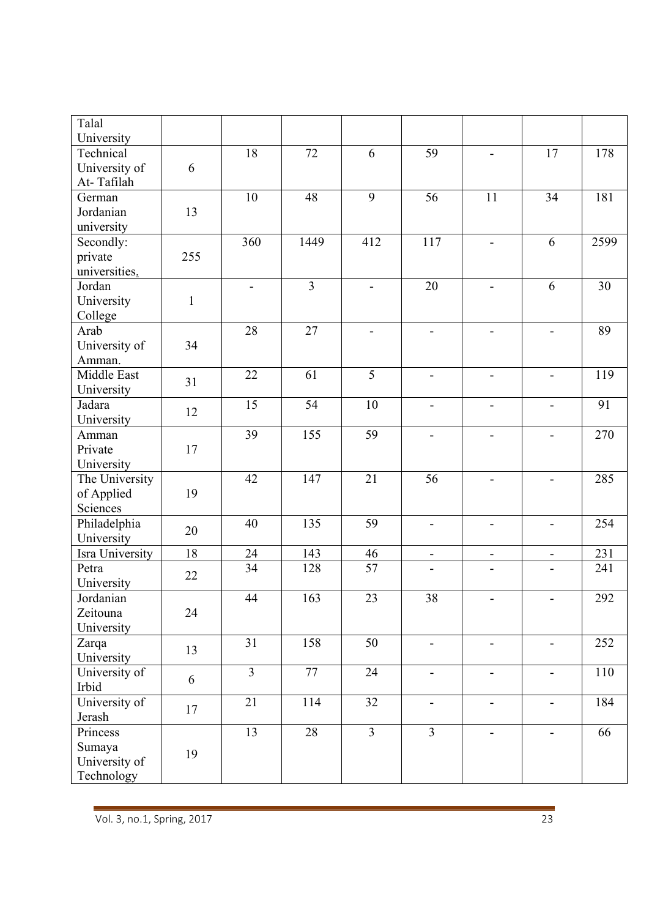| | | | | | | | | |
|---|---|---|---|---|---|---|---|---|
| Talal University | | | | | | | | |
| Technical University of At- Tafilah | 6 | 18 | 72 | 6 | 59 | - | 17 | 178 |
| German Jordanian university | 13 | 10 | 48 | 9 | 56 | 11 | 34 | 181 |
| Secondly: private universities. | 255 | 360 | 1449 | 412 | 117 | - | 6 | 2599 |
| Jordan University College | 1 | - | 3 | - | 20 | - | 6 | 30 |
| Arab University of Amman. | 34 | 28 | 27 | - | - | - | - | 89 |
| Middle East University | 31 | 22 | 61 | 5 | - | - | - | 119 |
| Jadara University | 12 | 15 | 54 | 10 | - | - | - | 91 |
| Amman Private University | 17 | 39 | 155 | 59 | - | - | - | 270 |
| The University of Applied Sciences | 19 | 42 | 147 | 21 | 56 | - | - | 285 |
| Philadelphia University | 20 | 40 | 135 | 59 | - | - | - | 254 |
| Isra University | 18 | 24 | 143 | 46 | - | - | - | 231 |
| Petra University | 22 | 34 | 128 | 57 | - | - | - | 241 |
| Jordanian Zeitouna University | 24 | 44 | 163 | 23 | 38 | - | - | 292 |
| Zarqa University | 13 | 31 | 158 | 50 | - | - | - | 252 |
| University of Irbid | 6 | 3 | 77 | 24 | - | - | - | 110 |
| University of Jerash | 17 | 21 | 114 | 32 | - | - | - | 184 |
| Princess Sumaya University of Technology | 19 | 13 | 28 | 3 | 3 | - | - | 66 |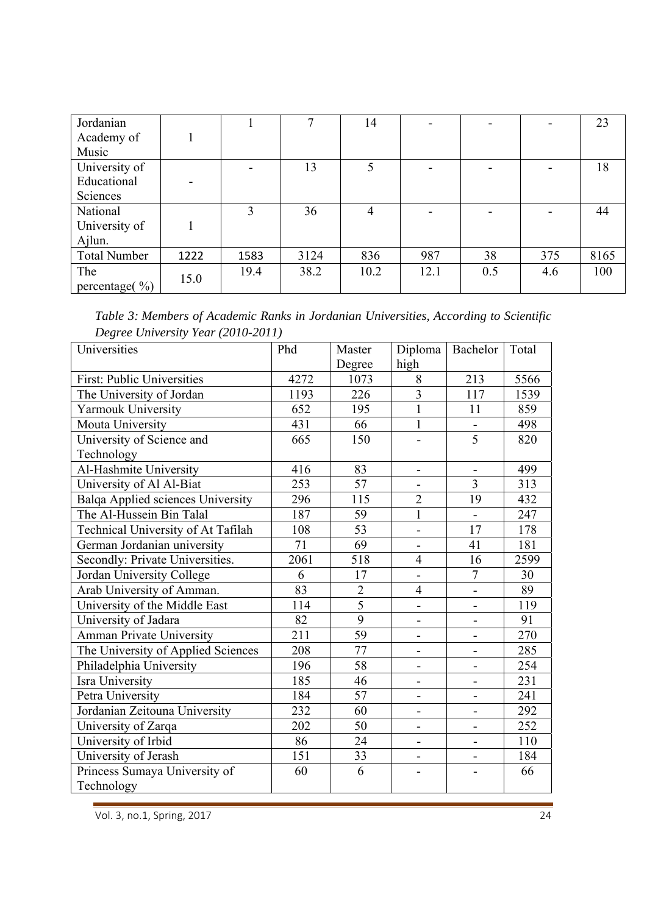| Jordanian Academy of Music | 1 | 1 | 7 | 14 | - | - | - | 23 |
|---|---|---|---|---|---|---|---|---|
| University of Educational Sciences | - | - | 13 | 5 | - | - | - | 18 |
| National University of Ajlun. | 1 | 3 | 36 | 4 | - | - | - | 44 |
| Total Number | 1222 | 1583 | 3124 | 836 | 987 | 38 | 375 | 8165 |
| The percentage( %) | 15.0 | 19.4 | 38.2 | 10.2 | 12.1 | 0.5 | 4.6 | 100 |

*Table 3: Members of Academic Ranks in Jordanian Universities, According to Scientific Degree University Year (2010-2011)*

| Universities | Phd | Master Degree | Diploma high | Bachelor | Total |
|---|---|---|---|---|---|
| First: Public Universities | 4272 | 1073 | 8 | 213 | 5566 |
| The University of Jordan | 1193 | 226 | 3 | 117 | 1539 |
| Yarmouk University | 652 | 195 | 1 | 11 | 859 |
| Mouta University | 431 | 66 | 1 | - | 498 |
| University of Science and Technology | 665 | 150 | - | 5 | 820 |
| Al-Hashmite University | 416 | 83 | - | - | 499 |
| University of Al Al-Biat | 253 | 57 | - | 3 | 313 |
| Balqa Applied sciences University | 296 | 115 | 2 | 19 | 432 |
| The Al-Hussein Bin Talal | 187 | 59 | 1 | - | 247 |
| Technical University of At Tafilah | 108 | 53 | - | 17 | 178 |
| German Jordanian university | 71 | 69 | - | 41 | 181 |
| Secondly: Private Universities. | 2061 | 518 | 4 | 16 | 2599 |
| Jordan University College | 6 | 17 | - | 7 | 30 |
| Arab University of Amman. | 83 | 2 | 4 | - | 89 |
| University of the Middle East | 114 | 5 | - | - | 119 |
| University of Jadara | 82 | 9 | - | - | 91 |
| Amman Private University | 211 | 59 | - | - | 270 |
| The University of Applied Sciences | 208 | 77 | - | - | 285 |
| Philadelphia University | 196 | 58 | - | - | 254 |
| Isra University | 185 | 46 | - | - | 231 |
| Petra University | 184 | 57 | - | - | 241 |
| Jordanian Zeitouna University | 232 | 60 | - | - | 292 |
| University of Zarqa | 202 | 50 | - | - | 252 |
| University of Irbid | 86 | 24 | - | - | 110 |
| University of Jerash | 151 | 33 | - | - | 184 |
| Princess Sumaya University of Technology | 60 | 6 | - | - | 66 |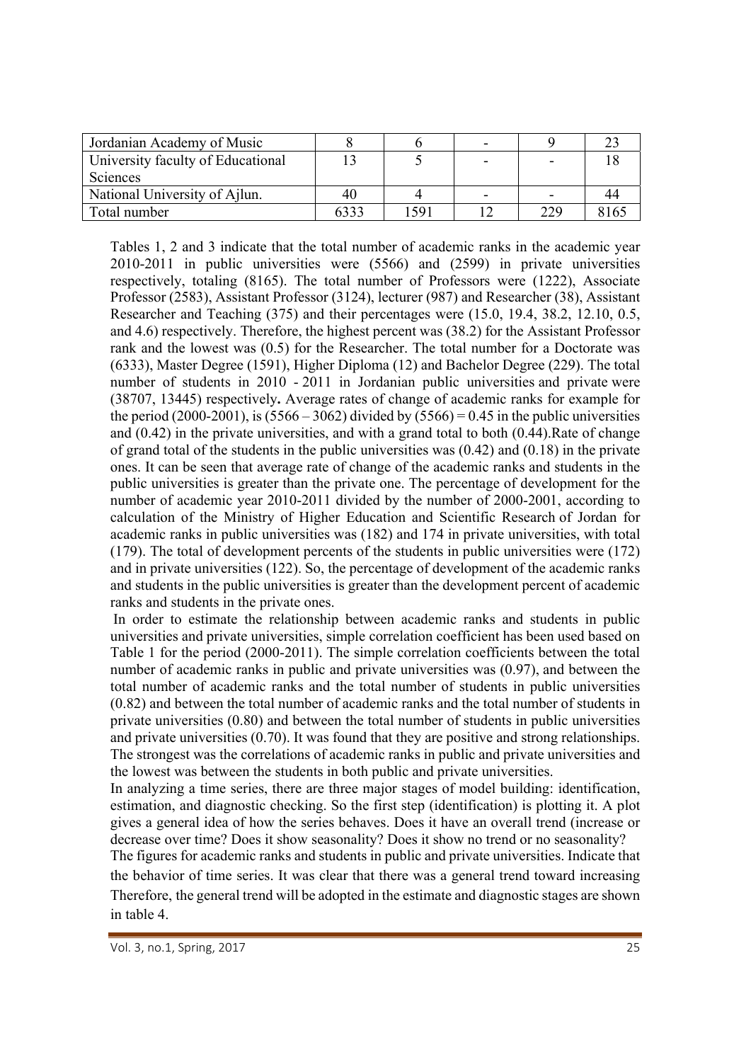| Jordanian Academy of Music | 8 | 6 | - | 9 | 23 |
|---|---|---|---|---|---|
| University faculty of Educational Sciences | 13 | 5 | - | - | 18 |
| National University of Ajlun. | 40 | 4 | - | - | 44 |
| Total number | 6333 | 1591 | 12 | 229 | 8165 |

Tables 1, 2 and 3 indicate that the total number of academic ranks in the academic year 2010-2011 in public universities were (5566) and (2599) in private universities respectively, totaling (8165). The total number of Professors were (1222), Associate Professor (2583), Assistant Professor (3124), lecturer (987) and Researcher (38), Assistant Researcher and Teaching (375) and their percentages were (15.0, 19.4, 38.2, 12.10, 0.5, and 4.6) respectively. Therefore, the highest percent was (38.2) for the Assistant Professor rank and the lowest was (0.5) for the Researcher. The total number for a Doctorate was (6333), Master Degree (1591), Higher Diploma (12) and Bachelor Degree (229). The total number of students in 2010 - 2011 in Jordanian public universities and private were (38707, 13445) respectively**.** Average rates of change of academic ranks for example for the period (2000-2001), is (5566 – 3062) divided by (5566) = 0.45 in the public universities and (0.42) in the private universities, and with a grand total to both (0.44).Rate of change of grand total of the students in the public universities was (0.42) and (0.18) in the private ones. It can be seen that average rate of change of the academic ranks and students in the public universities is greater than the private one. The percentage of development for the number of academic year 2010-2011 divided by the number of 2000-2001, according to calculation of the Ministry of Higher Education and Scientific Research of Jordan for academic ranks in public universities was (182) and 174 in private universities, with total (179). The total of development percents of the students in public universities were (172) and in private universities (122). So, the percentage of development of the academic ranks and students in the public universities is greater than the development percent of academic ranks and students in the private ones.

In order to estimate the relationship between academic ranks and students in public universities and private universities, simple correlation coefficient has been used based on Table 1 for the period (2000-2011). The simple correlation coefficients between the total number of academic ranks in public and private universities was (0.97), and between the total number of academic ranks and the total number of students in public universities (0.82) and between the total number of academic ranks and the total number of students in private universities (0.80) and between the total number of students in public universities and private universities (0.70). It was found that they are positive and strong relationships. The strongest was the correlations of academic ranks in public and private universities and the lowest was between the students in both public and private universities.

In analyzing a time series, there are three major stages of model building: identification, estimation, and diagnostic checking. So the first step (identification) is plotting it. A plot gives a general idea of how the series behaves. Does it have an overall trend (increase or decrease over time? Does it show seasonality? Does it show no trend or no seasonality?

The figures for academic ranks and students in public and private universities. Indicate that the behavior of time series. It was clear that there was a general trend toward increasing Therefore, the general trend will be adopted in the estimate and diagnostic stages are shown in table 4.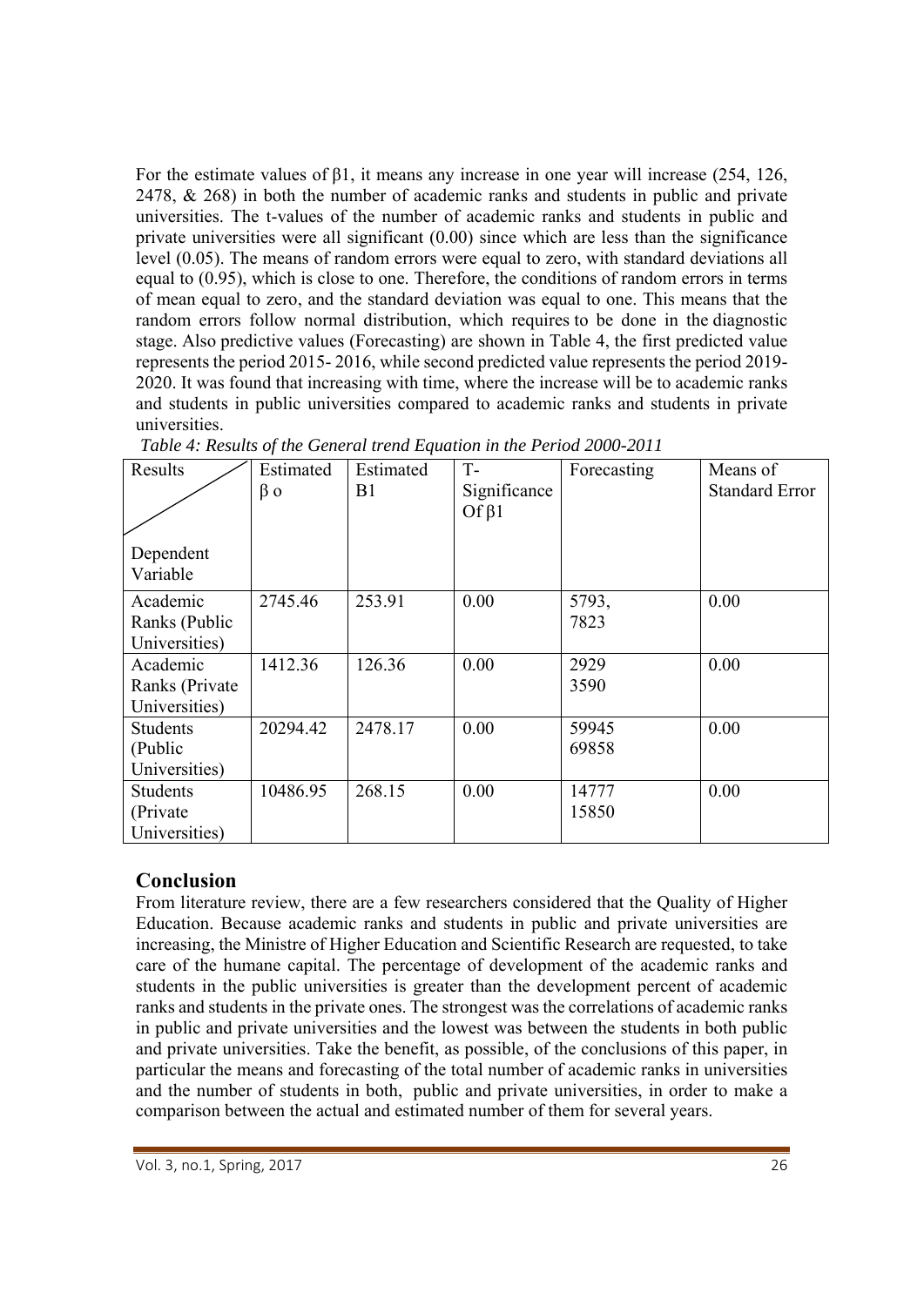For the estimate values of $\beta 1$, it means any increase in one year will increase (254, 126, 2478, & 268) in both the number of academic ranks and students in public and private universities. The t-values of the number of academic ranks and students in public and private universities were all significant (0.00) since which are less than the significance level (0.05). The means of random errors were equal to zero, with standard deviations all equal to (0.95), which is close to one. Therefore, the conditions of random errors in terms of mean equal to zero, and the standard deviation was equal to one. This means that the random errors follow normal distribution, which requires to be done in the diagnostic stage. Also predictive values (Forecasting) are shown in Table 4, the first predicted value represents the period 2015- 2016, while second predicted value represents the period 2019-2020. It was found that increasing with time, where the increase will be to academic ranks and students in public universities compared to academic ranks and students in private universities.

*Table 4: Results of the General trend Equation in the Period 2000-2011*

| Results / Dependent Variable | Estimated $\beta$ o | Estimated B1 | T-Significance Of $\beta$1 | Forecasting | Means of Standard Error |
|---|---|---|---|---|---|
| Academic Ranks (Public Universities) | 2745.46 | 253.91 | 0.00 | 5793, 7823 | 0.00 |
| Academic Ranks (Private Universities) | 1412.36 | 126.36 | 0.00 | 2929 3590 | 0.00 |
| Students (Public Universities) | 20294.42 | 2478.17 | 0.00 | 59945 69858 | 0.00 |
| Students (Private Universities) | 10486.95 | 268.15 | 0.00 | 14777 15850 | 0.00 |

## Conclusion

From literature review, there are a few researchers considered that the Quality of Higher Education. Because academic ranks and students in public and private universities are increasing, the Ministre of Higher Education and Scientific Research are requested, to take care of the humane capital. The percentage of development of the academic ranks and students in the public universities is greater than the development percent of academic ranks and students in the private ones. The strongest was the correlations of academic ranks in public and private universities and the lowest was between the students in both public and private universities. Take the benefit, as possible, of the conclusions of this paper, in particular the means and forecasting of the total number of academic ranks in universities and the number of students in both, public and private universities, in order to make a comparison between the actual and estimated number of them for several years.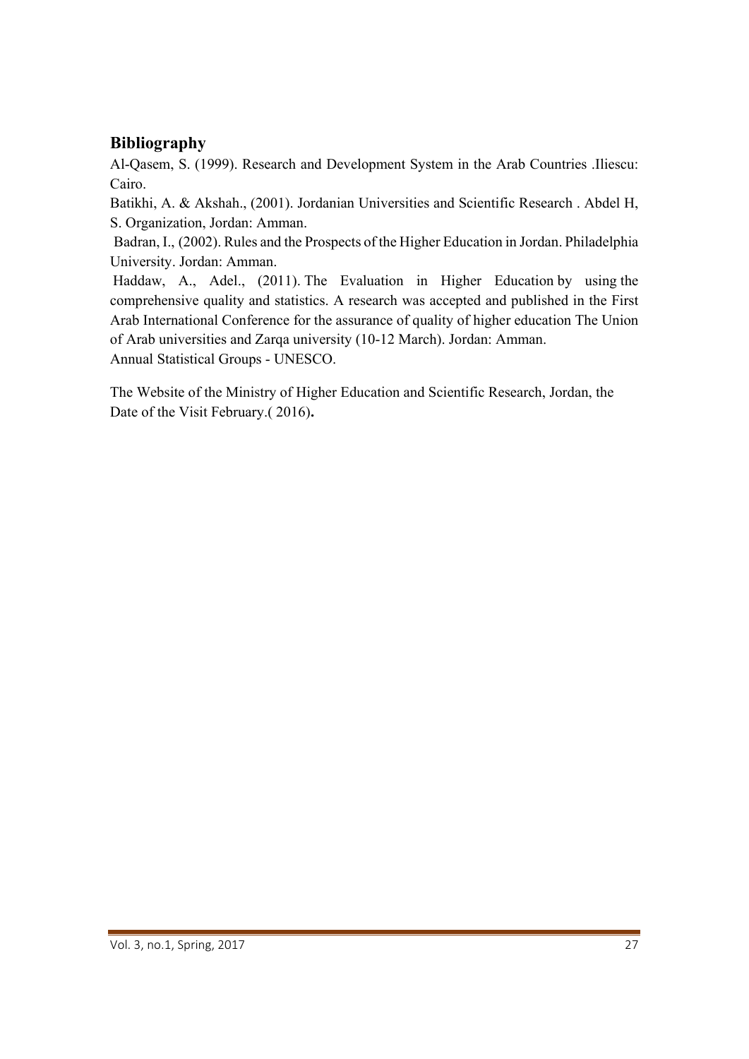## Bibliography

Al-Qasem, S. (1999). Research and Development System in the Arab Countries .Iliescu: Cairo.

Batikhi, A. & Akshah., (2001). Jordanian Universities and Scientific Research . Abdel H, S. Organization, Jordan: Amman.

Badran, I., (2002). Rules and the Prospects of the Higher Education in Jordan. Philadelphia University. Jordan: Amman.

Haddaw, A., Adel., (2011). The Evaluation in Higher Education by using the comprehensive quality and statistics. A research was accepted and published in the First Arab International Conference for the assurance of quality of higher education The Union of Arab universities and Zarqa university (10-12 March). Jordan: Amman.

Annual Statistical Groups - UNESCO.

The Website of the Ministry of Higher Education and Scientific Research, Jordan, the Date of the Visit February.( 2016)**.**